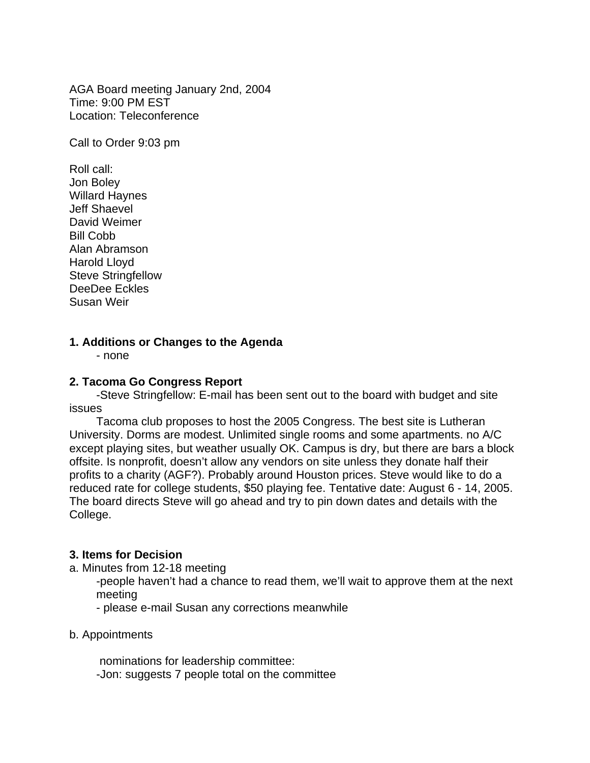AGA Board meeting January 2nd, 2004
Time: 9:00 PM EST
Location: Teleconference

Call to Order 9:03 pm

Roll call:
Jon Boley
Willard Haynes
Jeff Shaevel
David Weimer
Bill Cobb
Alan Abramson
Harold Lloyd
Steve Stringfellow
DeeDee Eckles
Susan Weir

**1. Additions or Changes to the Agenda**

- none

**2. Tacoma Go Congress Report**

-Steve Stringfellow: E-mail has been sent out to the board with budget and site issues

Tacoma club proposes to host the 2005 Congress. The best site is Lutheran University. Dorms are modest. Unlimited single rooms and some apartments. no A/C except playing sites, but weather usually OK. Campus is dry, but there are bars a block offsite. Is nonprofit, doesn't allow any vendors on site unless they donate half their profits to a charity (AGF?). Probably around Houston prices. Steve would like to do a reduced rate for college students, $50 playing fee. Tentative date: August 6 - 14, 2005. The board directs Steve will go ahead and try to pin down dates and details with the College.

**3. Items for Decision**

a. Minutes from 12-18 meeting

-people haven't had a chance to read them, we'll wait to approve them at the next meeting
- please e-mail Susan any corrections meanwhile

b. Appointments

nominations for leadership committee:
-Jon: suggests 7 people total on the committee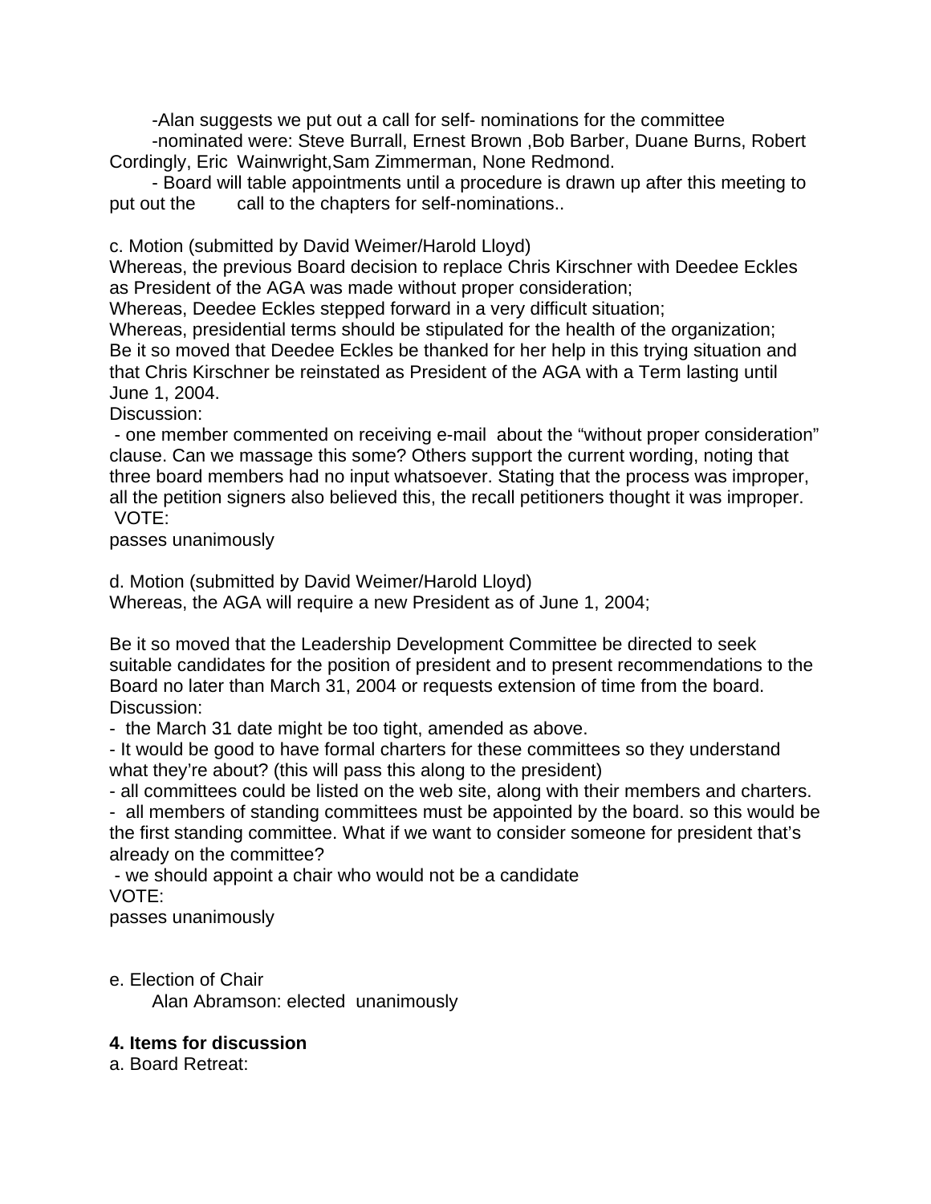-Alan suggests we put out a call for self- nominations for the committee

-nominated were: Steve Burrall, Ernest Brown ,Bob Barber, Duane Burns, Robert Cordingly, Eric Wainwright,Sam Zimmerman, None Redmond.

- Board will table appointments until a procedure is drawn up after this meeting to put out the call to the chapters for self-nominations..

c. Motion (submitted by David Weimer/Harold Lloyd)

Whereas, the previous Board decision to replace Chris Kirschner with Deedee Eckles as President of the AGA was made without proper consideration;

Whereas, Deedee Eckles stepped forward in a very difficult situation;

Whereas, presidential terms should be stipulated for the health of the organization;

Be it so moved that Deedee Eckles be thanked for her help in this trying situation and that Chris Kirschner be reinstated as President of the AGA with a Term lasting until June 1, 2004.

Discussion:

- one member commented on receiving e-mail about the "without proper consideration" clause. Can we massage this some? Others support the current wording, noting that three board members had no input whatsoever. Stating that the process was improper, all the petition signers also believed this, the recall petitioners thought it was improper.

VOTE:

passes unanimously

d. Motion (submitted by David Weimer/Harold Lloyd)

Whereas, the AGA will require a new President as of June 1, 2004;

Be it so moved that the Leadership Development Committee be directed to seek suitable candidates for the position of president and to present recommendations to the Board no later than March 31, 2004 or requests extension of time from the board.

Discussion:

- the March 31 date might be too tight, amended as above.
- It would be good to have formal charters for these committees so they understand what they're about? (this will pass this along to the president)
- all committees could be listed on the web site, along with their members and charters.
- all members of standing committees must be appointed by the board. so this would be the first standing committee. What if we want to consider someone for president that's already on the committee?
- we should appoint a chair who would not be a candidate

VOTE:

passes unanimously

e. Election of Chair

Alan Abramson: elected unanimously

**4. Items for discussion**

a. Board Retreat: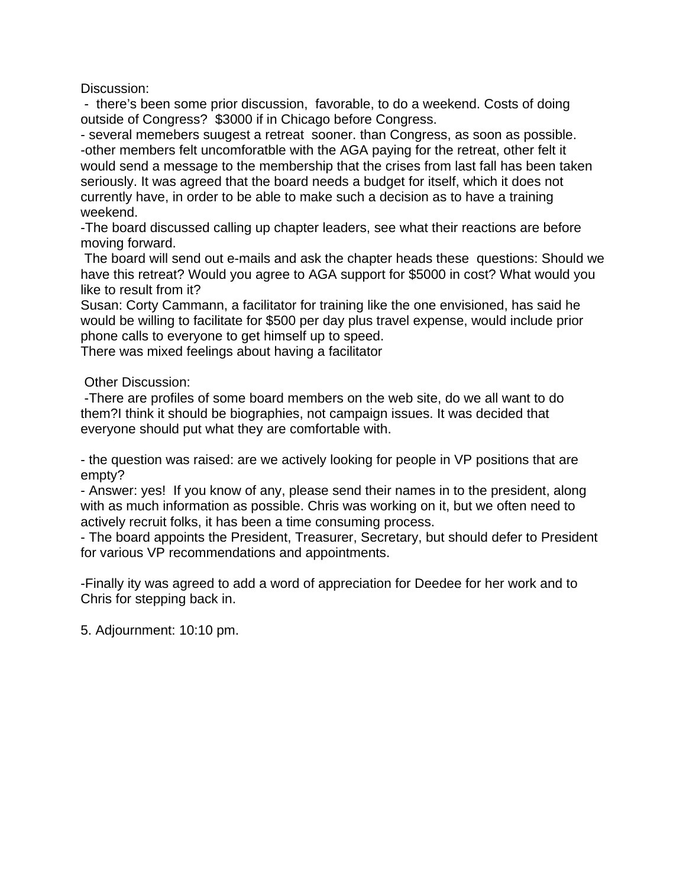Discussion:

- there's been some prior discussion, favorable, to do a weekend. Costs of doing outside of Congress? $3000 if in Chicago before Congress.
- several memebers suugest a retreat sooner. than Congress, as soon as possible.
- other members felt uncomforatble with the AGA paying for the retreat, other felt it would send a message to the membership that the crises from last fall has been taken seriously. It was agreed that the board needs a budget for itself, which it does not currently have, in order to be able to make such a decision as to have a training weekend.
- The board discussed calling up chapter leaders, see what their reactions are before moving forward.

The board will send out e-mails and ask the chapter heads these questions: Should we have this retreat? Would you agree to AGA support for $5000 in cost? What would you like to result from it?

Susan: Corty Cammann, a facilitator for training like the one envisioned, has said he would be willing to facilitate for $500 per day plus travel expense, would include prior phone calls to everyone to get himself up to speed.

There was mixed feelings about having a facilitator

Other Discussion:

- There are profiles of some board members on the web site, do we all want to do them?I think it should be biographies, not campaign issues. It was decided that everyone should put what they are comfortable with.

- the question was raised: are we actively looking for people in VP positions that are empty?
- Answer: yes! If you know of any, please send their names in to the president, along with as much information as possible. Chris was working on it, but we often need to actively recruit folks, it has been a time consuming process.
- The board appoints the President, Treasurer, Secretary, but should defer to President for various VP recommendations and appointments.

- Finally ity was agreed to add a word of appreciation for Deedee for her work and to Chris for stepping back in.

5. Adjournment: 10:10 pm.